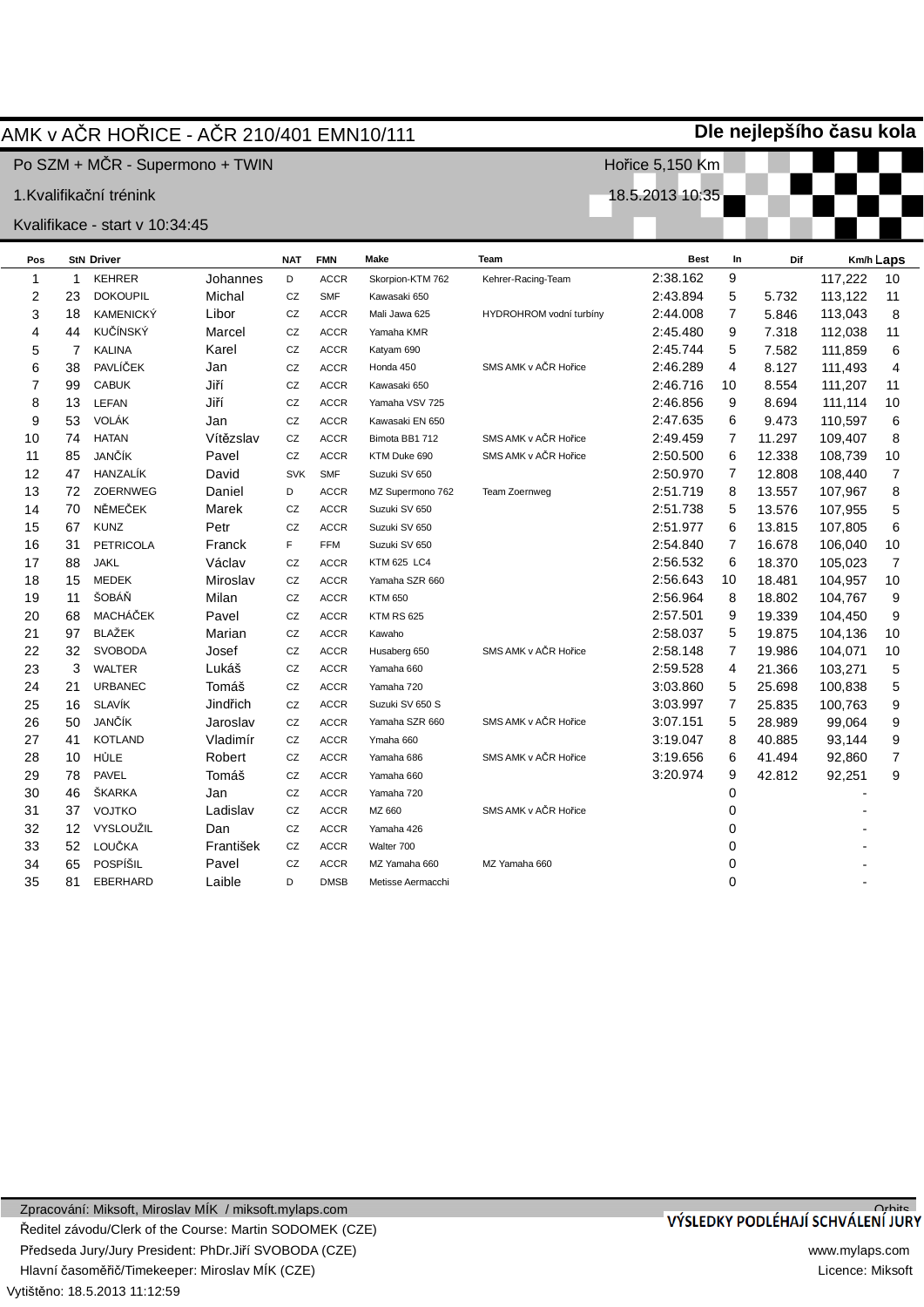# AMK v AČR HOŘICE - AČR 210/401 EMN10/111

**Dle nejlepšího času kola**

Po SZM + MČR - Supermono + TWIN — Hořice 5,150 Km

1.Kvalifikační trénink — 18.5.2013 10:35

Kvalifikace - start v 10:34:45

| Pos | StN | Driver | | NAT | FMN | Make | Team | Best | In | Dif | Km/h | Laps |
|---|---|---|---|---|---|---|---|---|---|---|---|---|
| 1 | 1 | KEHRER | Johannes | D | ACCR | Skorpion-KTM 762 | Kehrer-Racing-Team | 2:38.162 | 9 | | 117,222 | 10 |
| 2 | 23 | DOKOUPIL | Michal | CZ | SMF | Kawasaki 650 | | 2:43.894 | 5 | 5.732 | 113,122 | 11 |
| 3 | 18 | KAMENICKÝ | Libor | CZ | ACCR | Mali Jawa 625 | HYDROHROM vodní turbíny | 2:44.008 | 7 | 5.846 | 113,043 | 8 |
| 4 | 44 | KUČÍNSKÝ | Marcel | CZ | ACCR | Yamaha KMR | | 2:45.480 | 9 | 7.318 | 112,038 | 11 |
| 5 | 7 | KALINA | Karel | CZ | ACCR | Katyam 690 | | 2:45.744 | 5 | 7.582 | 111,859 | 6 |
| 6 | 38 | PAVLÍČEK | Jan | CZ | ACCR | Honda 450 | SMS AMK v AČR Hořice | 2:46.289 | 4 | 8.127 | 111,493 | 4 |
| 7 | 99 | CABUK | Jiří | CZ | ACCR | Kawasaki 650 | | 2:46.716 | 10 | 8.554 | 111,207 | 11 |
| 8 | 13 | LEFAN | Jiří | CZ | ACCR | Yamaha VSV 725 | | 2:46.856 | 9 | 8.694 | 111,114 | 10 |
| 9 | 53 | VOLÁK | Jan | CZ | ACCR | Kawasaki EN 650 | | 2:47.635 | 6 | 9.473 | 110,597 | 6 |
| 10 | 74 | HATAN | Vítězslav | CZ | ACCR | Bimota BB1 712 | SMS AMK v AČR Hořice | 2:49.459 | 7 | 11.297 | 109,407 | 8 |
| 11 | 85 | JANČÍK | Pavel | CZ | ACCR | KTM Duke 690 | SMS AMK v AČR Hořice | 2:50.500 | 6 | 12.338 | 108,739 | 10 |
| 12 | 47 | HANZALÍK | David | SVK | SMF | Suzuki SV 650 | | 2:50.970 | 7 | 12.808 | 108,440 | 7 |
| 13 | 72 | ZOERNWEG | Daniel | D | ACCR | MZ Supermono 762 | Team Zoernweg | 2:51.719 | 8 | 13.557 | 107,967 | 8 |
| 14 | 70 | NĚMEČEK | Marek | CZ | ACCR | Suzuki SV 650 | | 2:51.738 | 5 | 13.576 | 107,955 | 5 |
| 15 | 67 | KUNZ | Petr | CZ | ACCR | Suzuki SV 650 | | 2:51.977 | 6 | 13.815 | 107,805 | 6 |
| 16 | 31 | PETRICOLA | Franck | F | FFM | Suzuki SV 650 | | 2:54.840 | 7 | 16.678 | 106,040 | 10 |
| 17 | 88 | JAKL | Václav | CZ | ACCR | KTM 625 LC4 | | 2:56.532 | 6 | 18.370 | 105,023 | 7 |
| 18 | 15 | MEDEK | Miroslav | CZ | ACCR | Yamaha SZR 660 | | 2:56.643 | 10 | 18.481 | 104,957 | 10 |
| 19 | 11 | ŠOBÁŇ | Milan | CZ | ACCR | KTM 650 | | 2:56.964 | 8 | 18.802 | 104,767 | 9 |
| 20 | 68 | MACHÁČEK | Pavel | CZ | ACCR | KTM RS 625 | | 2:57.501 | 9 | 19.339 | 104,450 | 9 |
| 21 | 97 | BLAŽEK | Marian | CZ | ACCR | Kawaho | | 2:58.037 | 5 | 19.875 | 104,136 | 10 |
| 22 | 32 | SVOBODA | Josef | CZ | ACCR | Husaberg 650 | SMS AMK v AČR Hořice | 2:58.148 | 7 | 19.986 | 104,071 | 10 |
| 23 | 3 | WALTER | Lukáš | CZ | ACCR | Yamaha 660 | | 2:59.528 | 4 | 21.366 | 103,271 | 5 |
| 24 | 21 | URBANEC | Tomáš | CZ | ACCR | Yamaha 720 | | 3:03.860 | 5 | 25.698 | 100,838 | 5 |
| 25 | 16 | SLAVÍK | Jindřich | CZ | ACCR | Suzuki SV 650 S | | 3:03.997 | 7 | 25.835 | 100,763 | 9 |
| 26 | 50 | JANČÍK | Jaroslav | CZ | ACCR | Yamaha SZR 660 | SMS AMK v AČR Hořice | 3:07.151 | 5 | 28.989 | 99,064 | 9 |
| 27 | 41 | KOTLAND | Vladimír | CZ | ACCR | Ymaha 660 | | 3:19.047 | 8 | 40.885 | 93,144 | 9 |
| 28 | 10 | HŮLE | Robert | CZ | ACCR | Yamaha 686 | SMS AMK v AČR Hořice | 3:19.656 | 6 | 41.494 | 92,860 | 7 |
| 29 | 78 | PAVEL | Tomáš | CZ | ACCR | Yamaha 660 | | 3:20.974 | 9 | 42.812 | 92,251 | 9 |
| 30 | 46 | ŠKARKA | Jan | CZ | ACCR | Yamaha 720 | | | 0 | | - | |
| 31 | 37 | VOJTKO | Ladislav | CZ | ACCR | MZ 660 | SMS AMK v AČR Hořice | | 0 | | - | |
| 32 | 12 | VYSLOUŽIL | Dan | CZ | ACCR | Yamaha 426 | | | 0 | | - | |
| 33 | 52 | LOUČKA | František | CZ | ACCR | Walter 700 | | | 0 | | - | |
| 34 | 65 | POSPÍŠIL | Pavel | CZ | ACCR | MZ Yamaha 660 | MZ Yamaha 660 | | 0 | | - | |
| 35 | 81 | EBERHARD | Laible | D | DMSB | Metisse Aermacchi | | | 0 | | - | |

Zpracování: Miksoft, Miroslav MÍK / miksoft.mylaps.com — Orbits

**VÝSLEDKY PODLÉHAJÍ SCHVÁLENÍ JURY**

Ředitel závodu/Clerk of the Course: Martin SODOMEK (CZE)

Předseda Jury/Jury President: PhDr.Jiří SVOBODA (CZE) — www.mylaps.com

Hlavní časoměřič/Timekeeper: Miroslav MÍK (CZE) — Licence: Miksoft

Vytištěno: 18.5.2013 11:12:59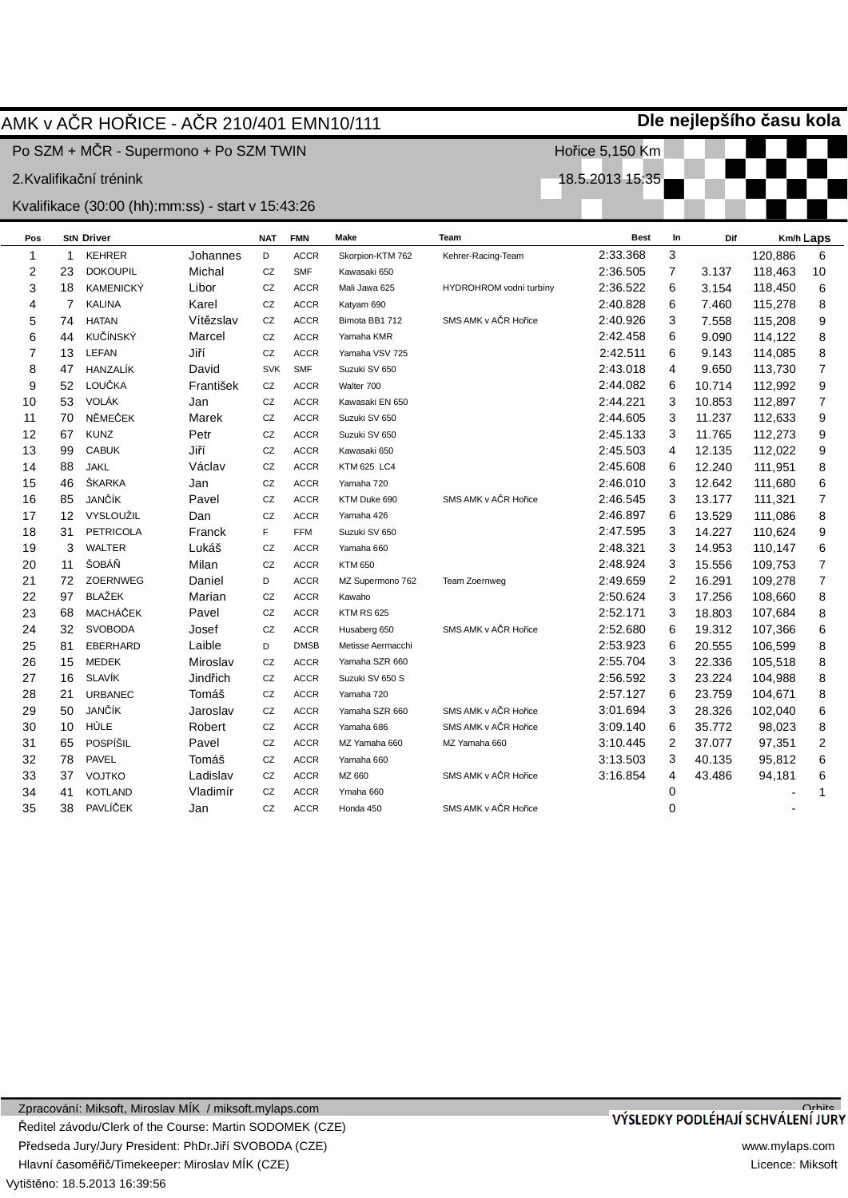# AMK v AČR HOŘICE - AČR 210/401 EMN10/111

**Dle nejlepšího času kola**

Po SZM + MČR - Supermono + Po SZM TWIN — Hořice 5,150 Km

2.Kvalifikační trénink — 18.5.2013 15:35

Kvalifikace (30:00 (hh):mm:ss) - start v 15:43:26

| Pos | StN | Driver | | NAT | FMN | Make | Team | Best | In | Dif | Km/h | Laps |
|---|---|---|---|---|---|---|---|---|---|---|---|---|
| 1 | 1 | KEHRER | Johannes | D | ACCR | Skorpion-KTM 762 | Kehrer-Racing-Team | 2:33.368 | 3 | | 120,886 | 6 |
| 2 | 23 | DOKOUPIL | Michal | CZ | SMF | Kawasaki 650 | | 2:36.505 | 7 | 3.137 | 118,463 | 10 |
| 3 | 18 | KAMENICKÝ | Libor | CZ | ACCR | Mali Jawa 625 | HYDROHROM vodní turbíny | 2:36.522 | 6 | 3.154 | 118,450 | 6 |
| 4 | 7 | KALINA | Karel | CZ | ACCR | Katyam 690 | | 2:40.828 | 6 | 7.460 | 115,278 | 8 |
| 5 | 74 | HATAN | Vítězslav | CZ | ACCR | Bimota BB1 712 | SMS AMK v AČR Hořice | 2:40.926 | 3 | 7.558 | 115,208 | 9 |
| 6 | 44 | KUČÍNSKÝ | Marcel | CZ | ACCR | Yamaha KMR | | 2:42.458 | 6 | 9.090 | 114,122 | 8 |
| 7 | 13 | LEFAN | Jiří | CZ | ACCR | Yamaha VSV 725 | | 2:42.511 | 6 | 9.143 | 114,085 | 8 |
| 8 | 47 | HANZALÍK | David | SVK | SMF | Suzuki SV 650 | | 2:43.018 | 4 | 9.650 | 113,730 | 7 |
| 9 | 52 | LOUČKA | František | CZ | ACCR | Walter 700 | | 2:44.082 | 6 | 10.714 | 112,992 | 9 |
| 10 | 53 | VOLÁK | Jan | CZ | ACCR | Kawasaki EN 650 | | 2:44.221 | 3 | 10.853 | 112,897 | 7 |
| 11 | 70 | NĚMEČEK | Marek | CZ | ACCR | Suzuki SV 650 | | 2:44.605 | 3 | 11.237 | 112,633 | 9 |
| 12 | 67 | KUNZ | Petr | CZ | ACCR | Suzuki SV 650 | | 2:45.133 | 3 | 11.765 | 112,273 | 9 |
| 13 | 99 | CABUK | Jiří | CZ | ACCR | Kawasaki 650 | | 2:45.503 | 4 | 12.135 | 112,022 | 9 |
| 14 | 88 | JAKL | Václav | CZ | ACCR | KTM 625 LC4 | | 2:45.608 | 6 | 12.240 | 111,951 | 8 |
| 15 | 46 | ŠKARKA | Jan | CZ | ACCR | Yamaha 720 | | 2:46.010 | 3 | 12.642 | 111,680 | 6 |
| 16 | 85 | JANČÍK | Pavel | CZ | ACCR | KTM Duke 690 | SMS AMK v AČR Hořice | 2:46.545 | 3 | 13.177 | 111,321 | 7 |
| 17 | 12 | VYSLOUŽIL | Dan | CZ | ACCR | Yamaha 426 | | 2:46.897 | 6 | 13.529 | 111,086 | 8 |
| 18 | 31 | PETRICOLA | Franck | F | FFM | Suzuki SV 650 | | 2:47.595 | 3 | 14.227 | 110,624 | 9 |
| 19 | 3 | WALTER | Lukáš | CZ | ACCR | Yamaha 660 | | 2:48.321 | 3 | 14.953 | 110,147 | 6 |
| 20 | 11 | ŠOBÁŇ | Milan | CZ | ACCR | KTM 650 | | 2:48.924 | 3 | 15.556 | 109,753 | 7 |
| 21 | 72 | ZOERNWEG | Daniel | D | ACCR | MZ Supermono 762 | Team Zoernweg | 2:49.659 | 2 | 16.291 | 109,278 | 7 |
| 22 | 97 | BLAŽEK | Marian | CZ | ACCR | Kawaho | | 2:50.624 | 3 | 17.256 | 108,660 | 8 |
| 23 | 68 | MACHÁČEK | Pavel | CZ | ACCR | KTM RS 625 | | 2:52.171 | 3 | 18.803 | 107,684 | 8 |
| 24 | 32 | SVOBODA | Josef | CZ | ACCR | Husaberg 650 | SMS AMK v AČR Hořice | 2:52.680 | 6 | 19.312 | 107,366 | 6 |
| 25 | 81 | EBERHARD | Laible | D | DMSB | Metisse Aermacchi | | 2:53.923 | 6 | 20.555 | 106,599 | 8 |
| 26 | 15 | MEDEK | Miroslav | CZ | ACCR | Yamaha SZR 660 | | 2:55.704 | 3 | 22.336 | 105,518 | 8 |
| 27 | 16 | SLAVÍK | Jindřich | CZ | ACCR | Suzuki SV 650 S | | 2:56.592 | 3 | 23.224 | 104,988 | 8 |
| 28 | 21 | URBANEC | Tomáš | CZ | ACCR | Yamaha 720 | | 2:57.127 | 6 | 23.759 | 104,671 | 8 |
| 29 | 50 | JANČÍK | Jaroslav | CZ | ACCR | Yamaha SZR 660 | SMS AMK v AČR Hořice | 3:01.694 | 3 | 28.326 | 102,040 | 6 |
| 30 | 10 | HŮLE | Robert | CZ | ACCR | Yamaha 686 | SMS AMK v AČR Hořice | 3:09.140 | 6 | 35.772 | 98,023 | 8 |
| 31 | 65 | POSPÍŠIL | Pavel | CZ | ACCR | MZ Yamaha 660 | MZ Yamaha 660 | 3:10.445 | 2 | 37.077 | 97,351 | 2 |
| 32 | 78 | PAVEL | Tomáš | CZ | ACCR | Yamaha 660 | | 3:13.503 | 3 | 40.135 | 95,812 | 6 |
| 33 | 37 | VOJTKO | Ladislav | CZ | ACCR | MZ 660 | SMS AMK v AČR Hořice | 3:16.854 | 4 | 43.486 | 94,181 | 6 |
| 34 | 41 | KOTLAND | Vladimír | CZ | ACCR | Ymaha 660 | | | 0 | | - | 1 |
| 35 | 38 | PAVLÍČEK | Jan | CZ | ACCR | Honda 450 | SMS AMK v AČR Hořice | | 0 | | - | |

Zpracování: Miksoft, Miroslav MÍK / miksoft.mylaps.com — Orbits

**VÝSLEDKY PODLÉHAJÍ SCHVÁLENÍ JURY**

Ředitel závodu/Clerk of the Course: Martin SODOMEK (CZE)

Předseda Jury/Jury President: PhDr.Jiří SVOBODA (CZE) — www.mylaps.com

Hlavní časoměřič/Timekeeper: Miroslav MÍK (CZE) — Licence: Miksoft

Vytištěno: 18.5.2013 16:39:56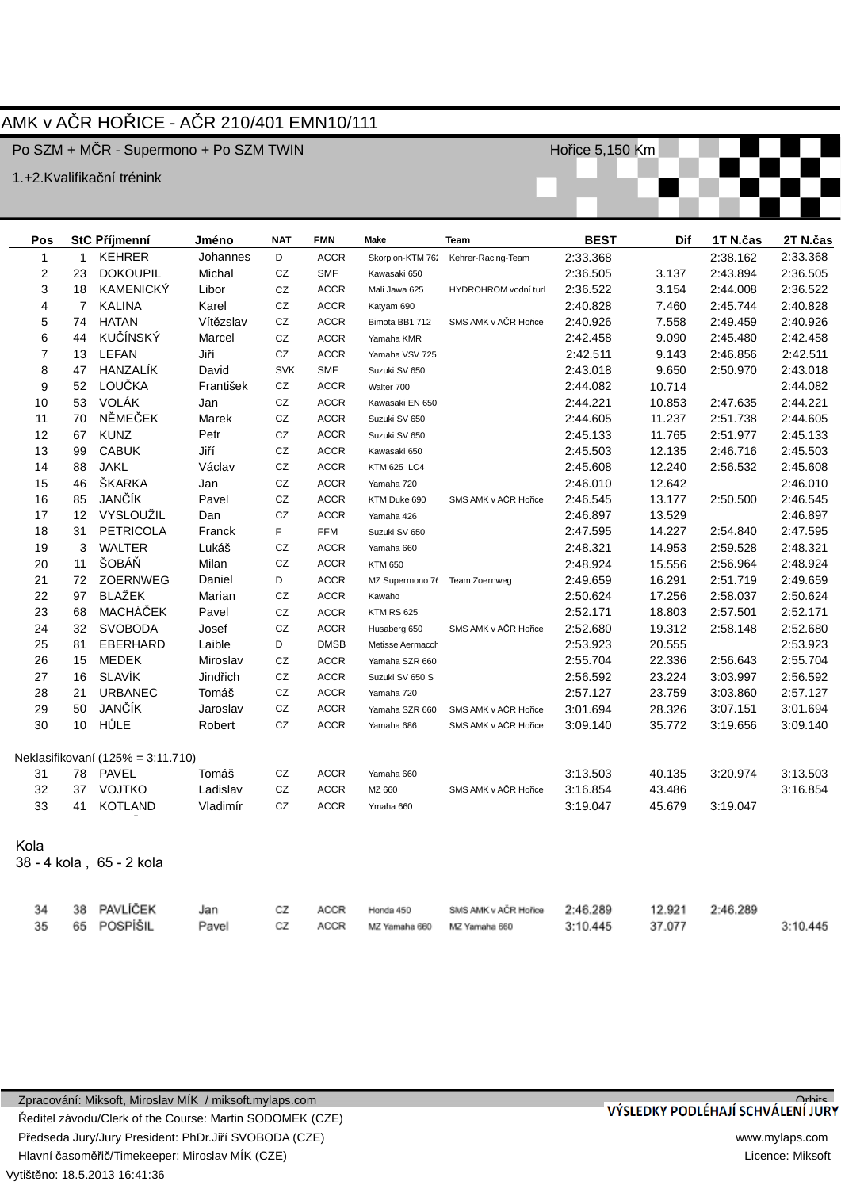# AMK v AČR HOŘICE - AČR 210/401 EMN10/111

Po SZM + MČR - Supermono + Po SZM TWIN

Hořice 5,150 Km

1.+2.Kvalifikační trénink

| Pos | StC | Příjmenní | Jméno | NAT | FMN | Make | Team | BEST | Dif | 1T N.čas | 2T N.čas |
|---|---|---|---|---|---|---|---|---|---|---|---|
| 1 | 1 | KEHRER | Johannes | D | ACCR | Skorpion-KTM 762 | Kehrer-Racing-Team | 2:33.368 | | 2:38.162 | 2:33.368 |
| 2 | 23 | DOKOUPIL | Michal | CZ | SMF | Kawasaki 650 | | 2:36.505 | 3.137 | 2:43.894 | 2:36.505 |
| 3 | 18 | KAMENICKÝ | Libor | CZ | ACCR | Mali Jawa 625 | HYDROHROM vodní turb | 2:36.522 | 3.154 | 2:44.008 | 2:36.522 |
| 4 | 7 | KALINA | Karel | CZ | ACCR | Katyam 690 | | 2:40.828 | 7.460 | 2:45.744 | 2:40.828 |
| 5 | 74 | HATAN | Vítězslav | CZ | ACCR | Bimota BB1 712 | SMS AMK v AČR Hořice | 2:40.926 | 7.558 | 2:49.459 | 2:40.926 |
| 6 | 44 | KUČÍNSKÝ | Marcel | CZ | ACCR | Yamaha KMR | | 2:42.458 | 9.090 | 2:45.480 | 2:42.458 |
| 7 | 13 | LEFAN | Jiří | CZ | ACCR | Yamaha VSV 725 | | 2:42.511 | 9.143 | 2:46.856 | 2:42.511 |
| 8 | 47 | HANZALÍK | David | SVK | SMF | Suzuki SV 650 | | 2:43.018 | 9.650 | 2:50.970 | 2:43.018 |
| 9 | 52 | LOUČKA | František | CZ | ACCR | Walter 700 | | 2:44.082 | 10.714 | | 2:44.082 |
| 10 | 53 | VOLÁK | Jan | CZ | ACCR | Kawasaki EN 650 | | 2:44.221 | 10.853 | 2:47.635 | 2:44.221 |
| 11 | 70 | NĚMEČEK | Marek | CZ | ACCR | Suzuki SV 650 | | 2:44.605 | 11.237 | 2:51.738 | 2:44.605 |
| 12 | 67 | KUNZ | Petr | CZ | ACCR | Suzuki SV 650 | | 2:45.133 | 11.765 | 2:51.977 | 2:45.133 |
| 13 | 99 | CABUK | Jiří | CZ | ACCR | Kawasaki 650 | | 2:45.503 | 12.135 | 2:46.716 | 2:45.503 |
| 14 | 88 | JAKL | Václav | CZ | ACCR | KTM 625 LC4 | | 2:45.608 | 12.240 | 2:56.532 | 2:45.608 |
| 15 | 46 | ŠKARKA | Jan | CZ | ACCR | Yamaha 720 | | 2:46.010 | 12.642 | | 2:46.010 |
| 16 | 85 | JANČÍK | Pavel | CZ | ACCR | KTM Duke 690 | SMS AMK v AČR Hořice | 2:46.545 | 13.177 | 2:50.500 | 2:46.545 |
| 17 | 12 | VYSLOUŽIL | Dan | CZ | ACCR | Yamaha 426 | | 2:46.897 | 13.529 | | 2:46.897 |
| 18 | 31 | PETRICOLA | Franck | F | FFM | Suzuki SV 650 | | 2:47.595 | 14.227 | 2:54.840 | 2:47.595 |
| 19 | 3 | WALTER | Lukáš | CZ | ACCR | Yamaha 660 | | 2:48.321 | 14.953 | 2:59.528 | 2:48.321 |
| 20 | 11 | ŠOBÁŇ | Milan | CZ | ACCR | KTM 650 | | 2:48.924 | 15.556 | 2:56.964 | 2:48.924 |
| 21 | 72 | ZOERNWEG | Daniel | D | ACCR | MZ Supermono 76 | Team Zoernweg | 2:49.659 | 16.291 | 2:51.719 | 2:49.659 |
| 22 | 97 | BLAŽEK | Marian | CZ | ACCR | Kawaho | | 2:50.624 | 17.256 | 2:58.037 | 2:50.624 |
| 23 | 68 | MACHÁČEK | Pavel | CZ | ACCR | KTM RS 625 | | 2:52.171 | 18.803 | 2:57.501 | 2:52.171 |
| 24 | 32 | SVOBODA | Josef | CZ | ACCR | Husaberg 650 | SMS AMK v AČR Hořice | 2:52.680 | 19.312 | 2:58.148 | 2:52.680 |
| 25 | 81 | EBERHARD | Laible | D | DMSB | Metisse Aermacch | | 2:53.923 | 20.555 | | 2:53.923 |
| 26 | 15 | MEDEK | Miroslav | CZ | ACCR | Yamaha SZR 660 | | 2:55.704 | 22.336 | 2:56.643 | 2:55.704 |
| 27 | 16 | SLAVÍK | Jindřich | CZ | ACCR | Suzuki SV 650 S | | 2:56.592 | 23.224 | 3:03.997 | 2:56.592 |
| 28 | 21 | URBANEC | Tomáš | CZ | ACCR | Yamaha 720 | | 2:57.127 | 23.759 | 3:03.860 | 2:57.127 |
| 29 | 50 | JANČÍK | Jaroslav | CZ | ACCR | Yamaha SZR 660 | SMS AMK v AČR Hořice | 3:01.694 | 28.326 | 3:07.151 | 3:01.694 |
| 30 | 10 | HŮLE | Robert | CZ | ACCR | Yamaha 686 | SMS AMK v AČR Hořice | 3:09.140 | 35.772 | 3:19.656 | 3:09.140 |
| Neklasifikovaní (125% = 3:11.710) | | | | | | | | | | | |
| 31 | 78 | PAVEL | Tomáš | CZ | ACCR | Yamaha 660 | | 3:13.503 | 40.135 | 3:20.974 | 3:13.503 |
| 32 | 37 | VOJTKO | Ladislav | CZ | ACCR | MZ 660 | SMS AMK v AČR Hořice | 3:16.854 | 43.486 | | 3:16.854 |
| 33 | 41 | KOTLAND | Vladimír | CZ | ACCR | Ymaha 660 | | 3:19.047 | 45.679 | 3:19.047 | |

Kola
38 - 4 kola , 65 - 2 kola

| Pos | StC | Příjmenní | Jméno | NAT | FMN | Make | Team | BEST | Dif | 1T N.čas | 2T N.čas |
|---|---|---|---|---|---|---|---|---|---|---|---|
| 34 | 38 | PAVLÍČEK | Jan | CZ | ACCR | Honda 450 | SMS AMK v AČR Hořice | 2:46.289 | 12.921 | 2:46.289 | |
| 35 | 65 | POSPÍŠIL | Pavel | CZ | ACCR | MZ Yamaha 660 | MZ Yamaha 660 | 3:10.445 | 37.077 | | 3:10.445 |

Zpracování: Miksoft, Miroslav MÍK / miksoft.mylaps.com

Orbits

VÝSLEDKY PODLÉHAJÍ SCHVÁLENÍ JURY

Ředitel závodu/Clerk of the Course: Martin SODOMEK (CZE)

Předseda Jury/Jury President: PhDr.Jiří SVOBODA (CZE)

www.mylaps.com

Hlavní časoměřič/Timekeeper: Miroslav MÍK (CZE)

Licence: Miksoft

Vytištěno: 18.5.2013 16:41:36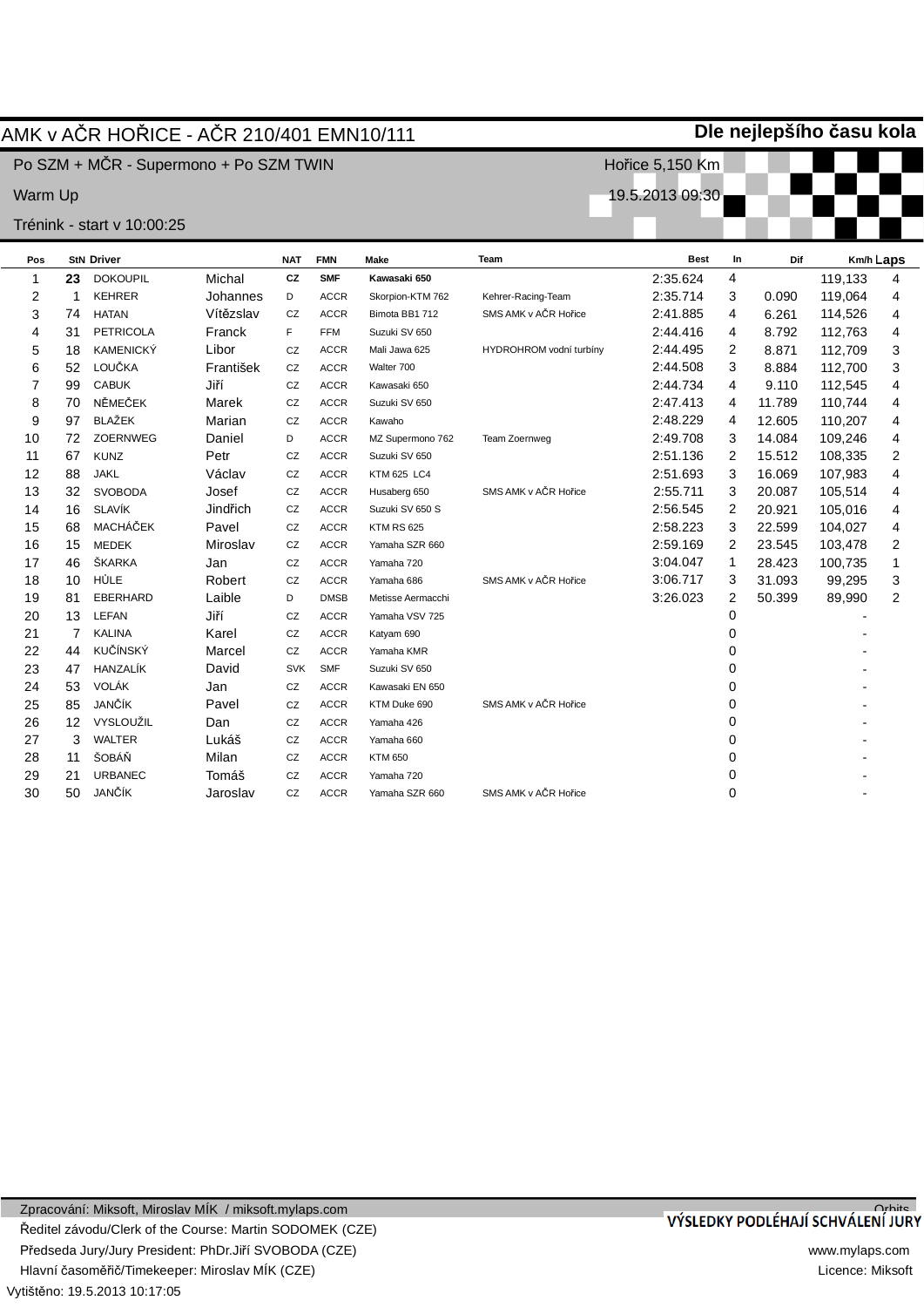# AMK v AČR HOŘICE - AČR 210/401 EMN10/111

**Dle nejlepšího času kola**

Po SZM + MČR - Supermono + Po SZM TWIN

Hořice 5,150 Km

Warm Up

19.5.2013 09:30

Trénink - start v 10:00:25

| Pos | StN | Driver | | NAT | FMN | Make | Team | Best | In | Dif | Km/h | Laps |
|---|---|---|---|---|---|---|---|---|---|---|---|---|
| 1 | **23** | DOKOUPIL | Michal | **CZ** | **SMF** | **Kawasaki 650** | | 2:35.624 | 4 | | 119,133 | 4 |
| 2 | 1 | KEHRER | Johannes | D | ACCR | Skorpion-KTM 762 | Kehrer-Racing-Team | 2:35.714 | 3 | 0.090 | 119,064 | 4 |
| 3 | 74 | HATAN | Vítězslav | CZ | ACCR | Bimota BB1 712 | SMS AMK v AČR Hořice | 2:41.885 | 4 | 6.261 | 114,526 | 4 |
| 4 | 31 | PETRICOLA | Franck | F | FFM | Suzuki SV 650 | | 2:44.416 | 4 | 8.792 | 112,763 | 4 |
| 5 | 18 | KAMENICKÝ | Libor | CZ | ACCR | Mali Jawa 625 | HYDROHROM vodní turbíny | 2:44.495 | 2 | 8.871 | 112,709 | 3 |
| 6 | 52 | LOUČKA | František | CZ | ACCR | Walter 700 | | 2:44.508 | 3 | 8.884 | 112,700 | 3 |
| 7 | 99 | CABUK | Jiří | CZ | ACCR | Kawasaki 650 | | 2:44.734 | 4 | 9.110 | 112,545 | 4 |
| 8 | 70 | NĚMEČEK | Marek | CZ | ACCR | Suzuki SV 650 | | 2:47.413 | 4 | 11.789 | 110,744 | 4 |
| 9 | 97 | BLAŽEK | Marian | CZ | ACCR | Kawaho | | 2:48.229 | 4 | 12.605 | 110,207 | 4 |
| 10 | 72 | ZOERNWEG | Daniel | D | ACCR | MZ Supermono 762 | Team Zoernweg | 2:49.708 | 3 | 14.084 | 109,246 | 4 |
| 11 | 67 | KUNZ | Petr | CZ | ACCR | Suzuki SV 650 | | 2:51.136 | 2 | 15.512 | 108,335 | 2 |
| 12 | 88 | JAKL | Václav | CZ | ACCR | KTM 625 LC4 | | 2:51.693 | 3 | 16.069 | 107,983 | 4 |
| 13 | 32 | SVOBODA | Josef | CZ | ACCR | Husaberg 650 | SMS AMK v AČR Hořice | 2:55.711 | 3 | 20.087 | 105,514 | 4 |
| 14 | 16 | SLAVÍK | Jindřich | CZ | ACCR | Suzuki SV 650 S | | 2:56.545 | 2 | 20.921 | 105,016 | 4 |
| 15 | 68 | MACHÁČEK | Pavel | CZ | ACCR | KTM RS 625 | | 2:58.223 | 3 | 22.599 | 104,027 | 4 |
| 16 | 15 | MEDEK | Miroslav | CZ | ACCR | Yamaha SZR 660 | | 2:59.169 | 2 | 23.545 | 103,478 | 2 |
| 17 | 46 | ŠKARKA | Jan | CZ | ACCR | Yamaha 720 | | 3:04.047 | 1 | 28.423 | 100,735 | 1 |
| 18 | 10 | HŮLE | Robert | CZ | ACCR | Yamaha 686 | SMS AMK v AČR Hořice | 3:06.717 | 3 | 31.093 | 99,295 | 3 |
| 19 | 81 | EBERHARD | Laible | D | DMSB | Metisse Aermacchi | | 3:26.023 | 2 | 50.399 | 89,990 | 2 |
| 20 | 13 | LEFAN | Jiří | CZ | ACCR | Yamaha VSV 725 | | | 0 | | - | |
| 21 | 7 | KALINA | Karel | CZ | ACCR | Katyam 690 | | | 0 | | - | |
| 22 | 44 | KUČÍNSKÝ | Marcel | CZ | ACCR | Yamaha KMR | | | 0 | | - | |
| 23 | 47 | HANZALÍK | David | SVK | SMF | Suzuki SV 650 | | | 0 | | - | |
| 24 | 53 | VOLÁK | Jan | CZ | ACCR | Kawasaki EN 650 | | | 0 | | - | |
| 25 | 85 | JANČÍK | Pavel | CZ | ACCR | KTM Duke 690 | SMS AMK v AČR Hořice | | 0 | | - | |
| 26 | 12 | VYSLOUŽIL | Dan | CZ | ACCR | Yamaha 426 | | | 0 | | - | |
| 27 | 3 | WALTER | Lukáš | CZ | ACCR | Yamaha 660 | | | 0 | | - | |
| 28 | 11 | ŠOBÁŇ | Milan | CZ | ACCR | KTM 650 | | | 0 | | - | |
| 29 | 21 | URBANEC | Tomáš | CZ | ACCR | Yamaha 720 | | | 0 | | - | |
| 30 | 50 | JANČÍK | Jaroslav | CZ | ACCR | Yamaha SZR 660 | SMS AMK v AČR Hořice | | 0 | | - | |

Zpracování: Miksoft, Miroslav MÍK / miksoft.mylaps.com

Ředitel závodu/Clerk of the Course: Martin SODOMEK (CZE)

Předseda Jury/Jury President: PhDr.Jiří SVOBODA (CZE)

Hlavní časoměřič/Timekeeper: Miroslav MÍK (CZE)

Vytištěno: 19.5.2013 10:17:05

Orbits

**VÝSLEDKY PODLÉHAJÍ SCHVÁLENÍ JURY**

www.mylaps.com

Licence: Miksoft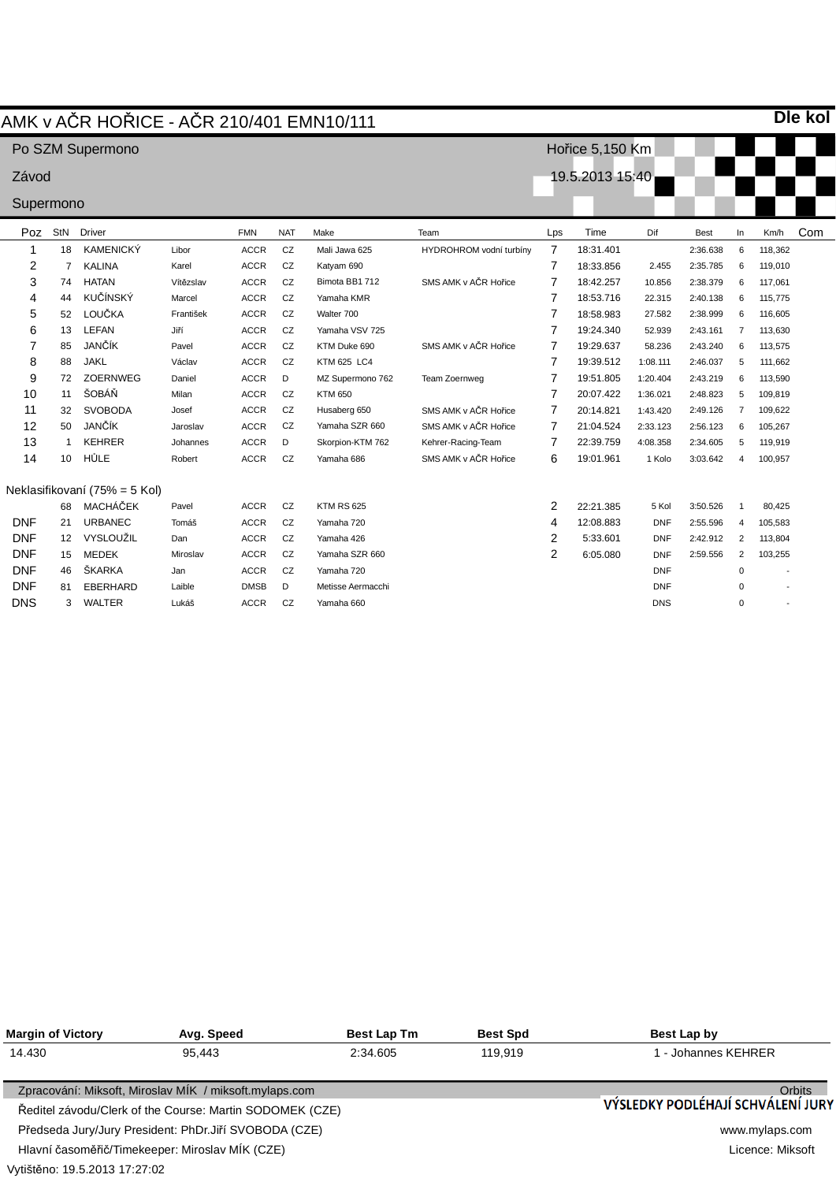# AMK v AČR HOŘICE - AČR 210/401 EMN10/111

**Dle kol**

Po SZM Supermono — Hořice 5,150 Km

Závod — 19.5.2013 15:40

Supermono

| Poz | StN | Driver | | FMN | NAT | Make | Team | Lps | Time | Dif | Best | In | Km/h | Com |
|---|---|---|---|---|---|---|---|---|---|---|---|---|---|---|
| 1 | 18 | KAMENICKÝ | Libor | ACCR | CZ | Mali Jawa 625 | HYDROHROM vodní turbíny | 7 | 18:31.401 | | 2:36.638 | 6 | 118,362 | |
| 2 | 7 | KALINA | Karel | ACCR | CZ | Katyam 690 | | 7 | 18:33.856 | 2.455 | 2:35.785 | 6 | 119,010 | |
| 3 | 74 | HATAN | Vítězslav | ACCR | CZ | Bimota BB1 712 | SMS AMK v AČR Hořice | 7 | 18:42.257 | 10.856 | 2:38.379 | 6 | 117,061 | |
| 4 | 44 | KUČÍNSKÝ | Marcel | ACCR | CZ | Yamaha KMR | | 7 | 18:53.716 | 22.315 | 2:40.138 | 6 | 115,775 | |
| 5 | 52 | LOUČKA | František | ACCR | CZ | Walter 700 | | 7 | 18:58.983 | 27.582 | 2:38.999 | 6 | 116,605 | |
| 6 | 13 | LEFAN | Jiří | ACCR | CZ | Yamaha VSV 725 | | 7 | 19:24.340 | 52.939 | 2:43.161 | 7 | 113,630 | |
| 7 | 85 | JANČÍK | Pavel | ACCR | CZ | KTM Duke 690 | SMS AMK v AČR Hořice | 7 | 19:29.637 | 58.236 | 2:43.240 | 6 | 113,575 | |
| 8 | 88 | JAKL | Václav | ACCR | CZ | KTM 625 LC4 | | 7 | 19:39.512 | 1:08.111 | 2:46.037 | 5 | 111,662 | |
| 9 | 72 | ZOERNWEG | Daniel | ACCR | D | MZ Supermono 762 | Team Zoernweg | 7 | 19:51.805 | 1:20.404 | 2:43.219 | 6 | 113,590 | |
| 10 | 11 | ŠOBÁŇ | Milan | ACCR | CZ | KTM 650 | | 7 | 20:07.422 | 1:36.021 | 2:48.823 | 5 | 109,819 | |
| 11 | 32 | SVOBODA | Josef | ACCR | CZ | Husaberg 650 | SMS AMK v AČR Hořice | 7 | 20:14.821 | 1:43.420 | 2:49.126 | 7 | 109,622 | |
| 12 | 50 | JANČÍK | Jaroslav | ACCR | CZ | Yamaha SZR 660 | SMS AMK v AČR Hořice | 7 | 21:04.524 | 2:33.123 | 2:56.123 | 6 | 105,267 | |
| 13 | 1 | KEHRER | Johannes | ACCR | D | Skorpion-KTM 762 | Kehrer-Racing-Team | 7 | 22:39.759 | 4:08.358 | 2:34.605 | 5 | 119,919 | |
| 14 | 10 | HŮLE | Robert | ACCR | CZ | Yamaha 686 | SMS AMK v AČR Hořice | 6 | 19:01.961 | 1 Kolo | 3:03.642 | 4 | 100,957 | |
| Neklasifikovaní (75% = 5 Kol) | | | | | | | | | | | | | | |
| | 68 | MACHÁČEK | Pavel | ACCR | CZ | KTM RS 625 | | 2 | 22:21.385 | 5 Kol | 3:50.526 | 1 | 80,425 | |
| DNF | 21 | URBANEC | Tomáš | ACCR | CZ | Yamaha 720 | | 4 | 12:08.883 | DNF | 2:55.596 | 4 | 105,583 | |
| DNF | 12 | VYSLOUŽIL | Dan | ACCR | CZ | Yamaha 426 | | 2 | 5:33.601 | DNF | 2:42.912 | 2 | 113,804 | |
| DNF | 15 | MEDEK | Miroslav | ACCR | CZ | Yamaha SZR 660 | | 2 | 6:05.080 | DNF | 2:59.556 | 2 | 103,255 | |
| DNF | 46 | ŠKARKA | Jan | ACCR | CZ | Yamaha 720 | | | | DNF | | 0 | - | |
| DNF | 81 | EBERHARD | Laible | DMSB | D | Metisse Aermacchi | | | | DNF | | 0 | - | |
| DNS | 3 | WALTER | Lukáš | ACCR | CZ | Yamaha 660 | | | | DNS | | 0 | - | |

| Margin of Victory | Avg. Speed | Best Lap Tm | Best Spd | Best Lap by |
|---|---|---|---|---|
| 14.430 | 95,443 | 2:34.605 | 119,919 | 1 - Johannes KEHRER |

Zpracování: Miksoft, Miroslav MÍK / miksoft.mylaps.com — Orbits

**VÝSLEDKY PODLÉHAJÍ SCHVÁLENÍ JURY**

Ředitel závodu/Clerk of the Course: Martin SODOMEK (CZE)

Předseda Jury/Jury President: PhDr.Jiří SVOBODA (CZE) — www.mylaps.com

Hlavní časoměřič/Timekeeper: Miroslav MÍK (CZE) — Licence: Miksoft

Vytištěno: 19.5.2013 17:27:02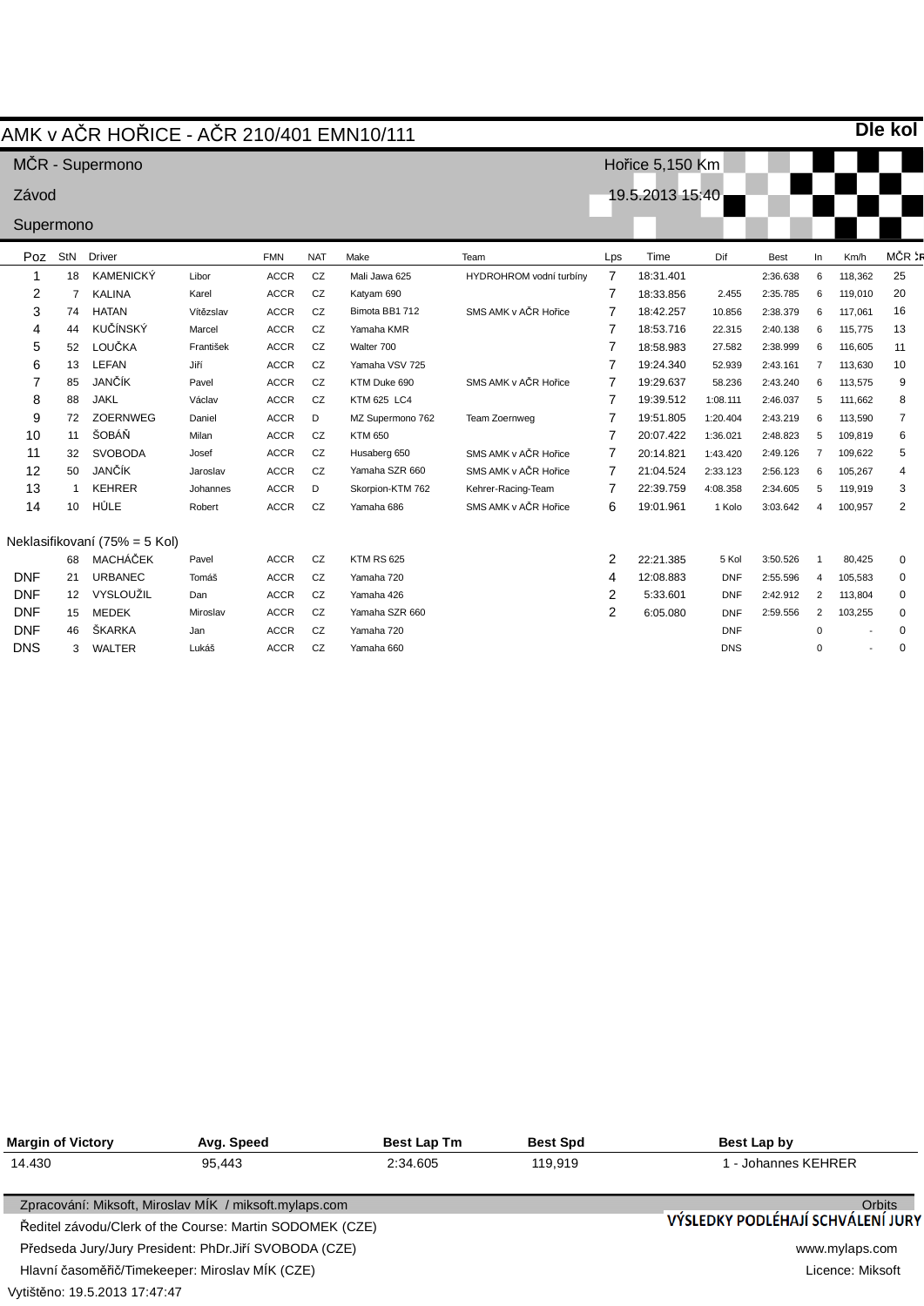# AMK v AČR HOŘICE - AČR 210/401 EMN10/111

**Dle kol**

MČR - Supermono

Závod

Supermono

Hořice 5,150 Km

19.5.2013 15:40

| Poz | StN | Driver | | FMN | NAT | Make | Team | Lps | Time | Dif | Best | In | Km/h | MČR |
|---|---|---|---|---|---|---|---|---|---|---|---|---|---|---|
| 1 | 18 | KAMENICKÝ | Libor | ACCR | CZ | Mali Jawa 625 | HYDROHROM vodní turbíny | 7 | 18:31.401 | | 2:36.638 | 6 | 118,362 | 25 |
| 2 | 7 | KALINA | Karel | ACCR | CZ | Katyam 690 | | 7 | 18:33.856 | 2.455 | 2:35.785 | 6 | 119,010 | 20 |
| 3 | 74 | HATAN | Vítězslav | ACCR | CZ | Bimota BB1 712 | SMS AMK v AČR Hořice | 7 | 18:42.257 | 10.856 | 2:38.379 | 6 | 117,061 | 16 |
| 4 | 44 | KUČÍNSKÝ | Marcel | ACCR | CZ | Yamaha KMR | | 7 | 18:53.716 | 22.315 | 2:40.138 | 6 | 115,775 | 13 |
| 5 | 52 | LOUČKA | František | ACCR | CZ | Walter 700 | | 7 | 18:58.983 | 27.582 | 2:38.999 | 6 | 116,605 | 11 |
| 6 | 13 | LEFAN | Jiří | ACCR | CZ | Yamaha VSV 725 | | 7 | 19:24.340 | 52.939 | 2:43.161 | 7 | 113,630 | 10 |
| 7 | 85 | JANČÍK | Pavel | ACCR | CZ | KTM Duke 690 | SMS AMK v AČR Hořice | 7 | 19:29.637 | 58.236 | 2:43.240 | 6 | 113,575 | 9 |
| 8 | 88 | JAKL | Václav | ACCR | CZ | KTM 625 LC4 | | 7 | 19:39.512 | 1:08.111 | 2:46.037 | 5 | 111,662 | 8 |
| 9 | 72 | ZOERNWEG | Daniel | ACCR | D | MZ Supermono 762 | Team Zoernweg | 7 | 19:51.805 | 1:20.404 | 2:43.219 | 6 | 113,590 | 7 |
| 10 | 11 | ŠOBÁŇ | Milan | ACCR | CZ | KTM 650 | | 7 | 20:07.422 | 1:36.021 | 2:48.823 | 5 | 109,819 | 6 |
| 11 | 32 | SVOBODA | Josef | ACCR | CZ | Husaberg 650 | SMS AMK v AČR Hořice | 7 | 20:14.821 | 1:43.420 | 2:49.126 | 7 | 109,622 | 5 |
| 12 | 50 | JANČÍK | Jaroslav | ACCR | CZ | Yamaha SZR 660 | SMS AMK v AČR Hořice | 7 | 21:04.524 | 2:33.123 | 2:56.123 | 6 | 105,267 | 4 |
| 13 | 1 | KEHRER | Johannes | ACCR | D | Skorpion-KTM 762 | Kehrer-Racing-Team | 7 | 22:39.759 | 4:08.358 | 2:34.605 | 5 | 119,919 | 3 |
| 14 | 10 | HŮLE | Robert | ACCR | CZ | Yamaha 686 | SMS AMK v AČR Hořice | 6 | 19:01.961 | 1 Kolo | 3:03.642 | 4 | 100,957 | 2 |
| Neklasifikovaní (75% = 5 Kol) | | | | | | | | | | | | | | |
| | 68 | MACHÁČEK | Pavel | ACCR | CZ | KTM RS 625 | | 2 | 22:21.385 | 5 Kol | 3:50.526 | 1 | 80,425 | 0 |
| DNF | 21 | URBANEC | Tomáš | ACCR | CZ | Yamaha 720 | | 4 | 12:08.883 | DNF | 2:55.596 | 4 | 105,583 | 0 |
| DNF | 12 | VYSLOUŽIL | Dan | ACCR | CZ | Yamaha 426 | | 2 | 5:33.601 | DNF | 2:42.912 | 2 | 113,804 | 0 |
| DNF | 15 | MEDEK | Miroslav | ACCR | CZ | Yamaha SZR 660 | | 2 | 6:05.080 | DNF | 2:59.556 | 2 | 103,255 | 0 |
| DNF | 46 | ŠKARKA | Jan | ACCR | CZ | Yamaha 720 | | | | DNF | | 0 | - | 0 |
| DNS | 3 | WALTER | Lukáš | ACCR | CZ | Yamaha 660 | | | | DNS | | 0 | - | 0 |

| Margin of Victory | Avg. Speed | Best Lap Tm | Best Spd | Best Lap by |
|---|---|---|---|---|
| 14.430 | 95,443 | 2:34.605 | 119,919 | 1 - Johannes KEHRER |

Zpracování: Miksoft, Miroslav MÍK / miksoft.mylaps.com

Orbits

VÝSLEDKY PODLÉHAJÍ SCHVÁLENÍ JURY

Ředitel závodu/Clerk of the Course: Martin SODOMEK (CZE)

Předseda Jury/Jury President: PhDr.Jiří SVOBODA (CZE)

www.mylaps.com

Hlavní časoměřič/Timekeeper: Miroslav MÍK (CZE)

Licence: Miksoft

Vytištěno: 19.5.2013 17:47:47